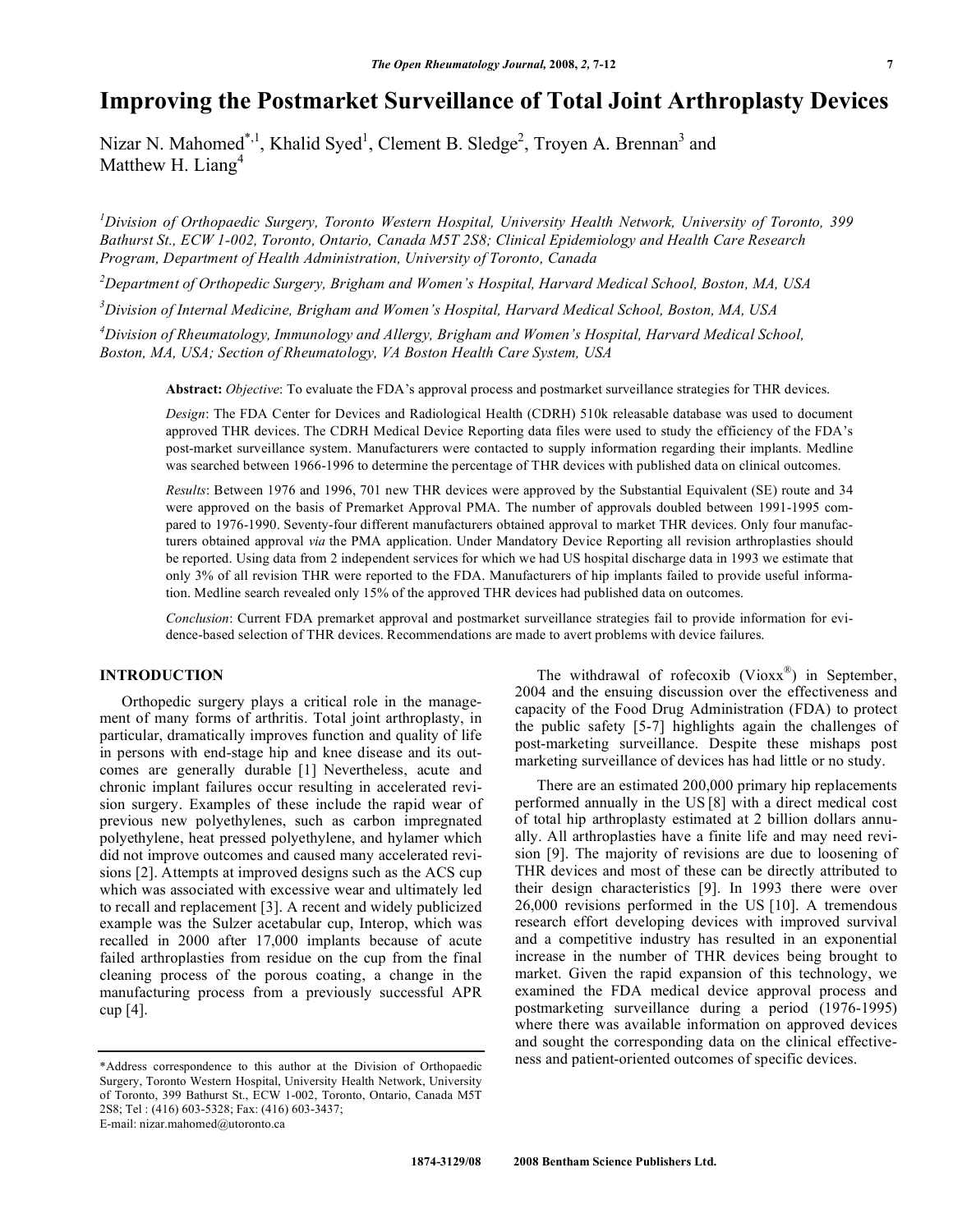# Improving the Postmarket Surveillance of Total Joint Arthroplasty Devices

Nizar N. Mahomed[*,1], Khalid Syed[1], Clement B. Sledge[2], Troyen A. Brennan[3] and Matthew H. Liang[4]

[1]*Division of Orthopaedic Surgery, Toronto Western Hospital, University Health Network, University of Toronto, 399 Bathurst St., ECW 1-002, Toronto, Ontario, Canada M5T 2S8; Clinical Epidemiology and Health Care Research Program, Department of Health Administration, University of Toronto, Canada*

[2]*Department of Orthopedic Surgery, Brigham and Women's Hospital, Harvard Medical School, Boston, MA, USA*

[3]*Division of Internal Medicine, Brigham and Women's Hospital, Harvard Medical School, Boston, MA, USA*

[4]*Division of Rheumatology, Immunology and Allergy, Brigham and Women's Hospital, Harvard Medical School, Boston, MA, USA; Section of Rheumatology, VA Boston Health Care System, USA*

**Abstract:** *Objective*: To evaluate the FDA's approval process and postmarket surveillance strategies for THR devices.

*Design*: The FDA Center for Devices and Radiological Health (CDRH) 510k releasable database was used to document approved THR devices. The CDRH Medical Device Reporting data files were used to study the efficiency of the FDA's post-market surveillance system. Manufacturers were contacted to supply information regarding their implants. Medline was searched between 1966-1996 to determine the percentage of THR devices with published data on clinical outcomes.

*Results*: Between 1976 and 1996, 701 new THR devices were approved by the Substantial Equivalent (SE) route and 34 were approved on the basis of Premarket Approval PMA. The number of approvals doubled between 1991-1995 compared to 1976-1990. Seventy-four different manufacturers obtained approval to market THR devices. Only four manufacturers obtained approval *via* the PMA application. Under Mandatory Device Reporting all revision arthroplasties should be reported. Using data from 2 independent services for which we had US hospital discharge data in 1993 we estimate that only 3% of all revision THR were reported to the FDA. Manufacturers of hip implants failed to provide useful information. Medline search revealed only 15% of the approved THR devices had published data on outcomes.

*Conclusion*: Current FDA premarket approval and postmarket surveillance strategies fail to provide information for evidence-based selection of THR devices. Recommendations are made to avert problems with device failures.

## INTRODUCTION

Orthopedic surgery plays a critical role in the management of many forms of arthritis. Total joint arthroplasty, in particular, dramatically improves function and quality of life in persons with end-stage hip and knee disease and its outcomes are generally durable [1] Nevertheless, acute and chronic implant failures occur resulting in accelerated revision surgery. Examples of these include the rapid wear of previous new polyethylenes, such as carbon impregnated polyethylene, heat pressed polyethylene, and hylamer which did not improve outcomes and caused many accelerated revisions [2]. Attempts at improved designs such as the ACS cup which was associated with excessive wear and ultimately led to recall and replacement [3]. A recent and widely publicized example was the Sulzer acetabular cup, Interop, which was recalled in 2000 after 17,000 implants because of acute failed arthroplasties from residue on the cup from the final cleaning process of the porous coating, a change in the manufacturing process from a previously successful APR cup [4].

The withdrawal of rofecoxib (Vioxx®) in September, 2004 and the ensuing discussion over the effectiveness and capacity of the Food Drug Administration (FDA) to protect the public safety [5-7] highlights again the challenges of post-marketing surveillance. Despite these mishaps post marketing surveillance of devices has had little or no study.

There are an estimated 200,000 primary hip replacements performed annually in the US [8] with a direct medical cost of total hip arthroplasty estimated at 2 billion dollars annually. All arthroplasties have a finite life and may need revision [9]. The majority of revisions are due to loosening of THR devices and most of these can be directly attributed to their design characteristics [9]. In 1993 there were over 26,000 revisions performed in the US [10]. A tremendous research effort developing devices with improved survival and a competitive industry has resulted in an exponential increase in the number of THR devices being brought to market. Given the rapid expansion of this technology, we examined the FDA medical device approval process and postmarketing surveillance during a period (1976-1995) where there was available information on approved devices and sought the corresponding data on the clinical effectiveness and patient-oriented outcomes of specific devices.

*Address correspondence to this author at the Division of Orthopaedic Surgery, Toronto Western Hospital, University Health Network, University of Toronto, 399 Bathurst St., ECW 1-002, Toronto, Ontario, Canada M5T 2S8; Tel : (416) 603-5328; Fax: (416) 603-3437; E-mail: nizar.mahomed@utoronto.ca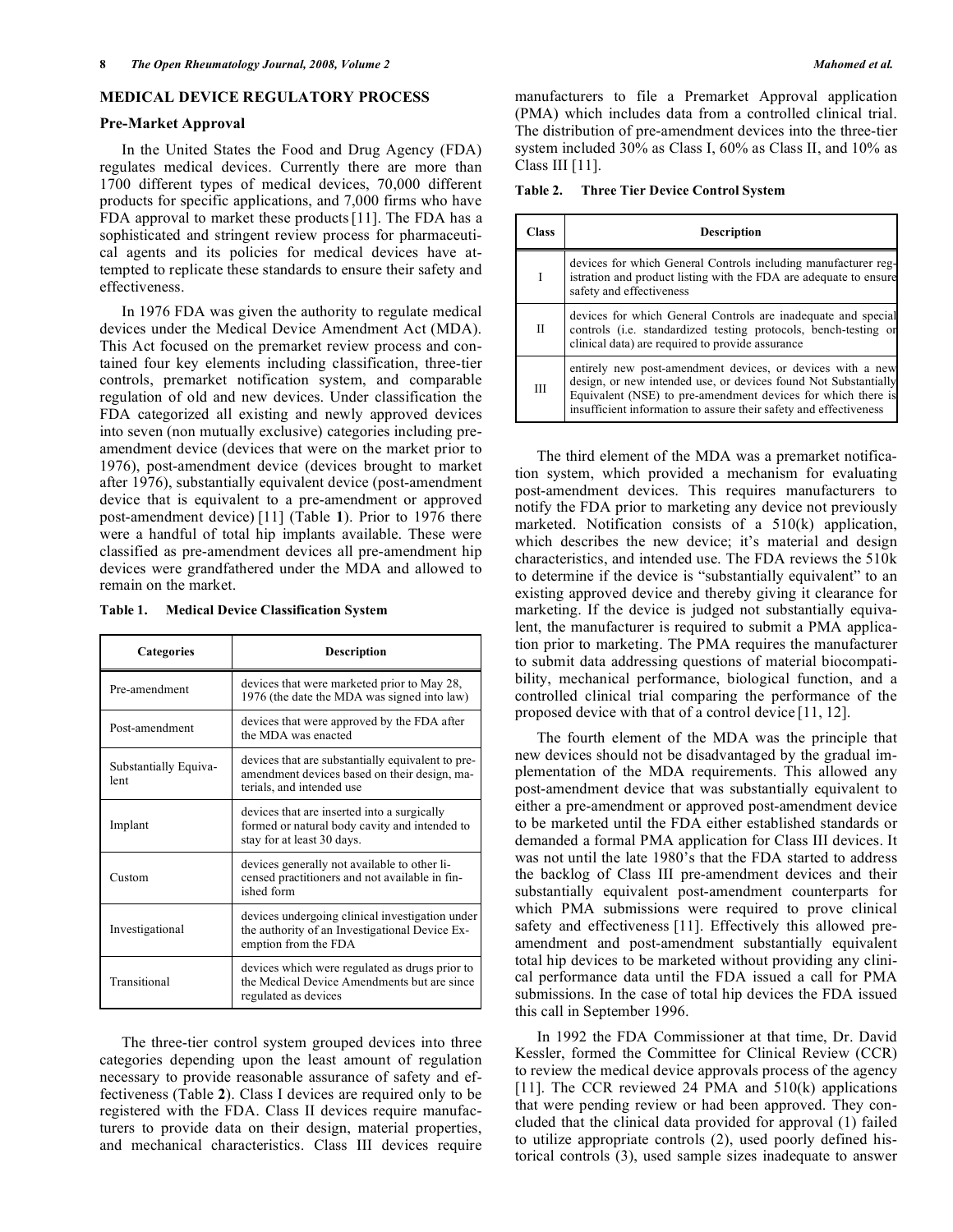## MEDICAL DEVICE REGULATORY PROCESS

### Pre-Market Approval

In the United States the Food and Drug Agency (FDA) regulates medical devices. Currently there are more than 1700 different types of medical devices, 70,000 different products for specific applications, and 7,000 firms who have FDA approval to market these products [11]. The FDA has a sophisticated and stringent review process for pharmaceutical agents and its policies for medical devices have attempted to replicate these standards to ensure their safety and effectiveness.

In 1976 FDA was given the authority to regulate medical devices under the Medical Device Amendment Act (MDA). This Act focused on the premarket review process and contained four key elements including classification, three-tier controls, premarket notification system, and comparable regulation of old and new devices. Under classification the FDA categorized all existing and newly approved devices into seven (non mutually exclusive) categories including pre-amendment device (devices that were on the market prior to 1976), post-amendment device (devices brought to market after 1976), substantially equivalent device (post-amendment device that is equivalent to a pre-amendment or approved post-amendment device) [11] (Table **1**). Prior to 1976 there were a handful of total hip implants available. These were classified as pre-amendment devices all pre-amendment hip devices were grandfathered under the MDA and allowed to remain on the market.

**Table 1. Medical Device Classification System**

| Categories | Description |
|---|---|
| Pre-amendment | devices that were marketed prior to May 28, 1976 (the date the MDA was signed into law) |
| Post-amendment | devices that were approved by the FDA after the MDA was enacted |
| Substantially Equivalent | devices that are substantially equivalent to pre-amendment devices based on their design, materials, and intended use |
| Implant | devices that are inserted into a surgically formed or natural body cavity and intended to stay for at least 30 days. |
| Custom | devices generally not available to other licensed practitioners and not available in finished form |
| Investigational | devices undergoing clinical investigation under the authority of an Investigational Device Exemption from the FDA |
| Transitional | devices which were regulated as drugs prior to the Medical Device Amendments but are since regulated as devices |

The three-tier control system grouped devices into three categories depending upon the least amount of regulation necessary to provide reasonable assurance of safety and effectiveness (Table **2**). Class I devices are required only to be registered with the FDA. Class II devices require manufacturers to provide data on their design, material properties, and mechanical characteristics. Class III devices require manufacturers to file a Premarket Approval application (PMA) which includes data from a controlled clinical trial. The distribution of pre-amendment devices into the three-tier system included 30% as Class I, 60% as Class II, and 10% as Class III [11].

**Table 2. Three Tier Device Control System**

| Class | Description |
|---|---|
| I | devices for which General Controls including manufacturer registration and product listing with the FDA are adequate to ensure safety and effectiveness |
| II | devices for which General Controls are inadequate and special controls (i.e. standardized testing protocols, bench-testing or clinical data) are required to provide assurance |
| III | entirely new post-amendment devices, or devices with a new design, or new intended use, or devices found Not Substantially Equivalent (NSE) to pre-amendment devices for which there is insufficient information to assure their safety and effectiveness |

The third element of the MDA was a premarket notification system, which provided a mechanism for evaluating post-amendment devices. This requires manufacturers to notify the FDA prior to marketing any device not previously marketed. Notification consists of a 510(k) application, which describes the new device; it's material and design characteristics, and intended use. The FDA reviews the 510k to determine if the device is "substantially equivalent" to an existing approved device and thereby giving it clearance for marketing. If the device is judged not substantially equivalent, the manufacturer is required to submit a PMA application prior to marketing. The PMA requires the manufacturer to submit data addressing questions of material biocompatibility, mechanical performance, biological function, and a controlled clinical trial comparing the performance of the proposed device with that of a control device [11, 12].

The fourth element of the MDA was the principle that new devices should not be disadvantaged by the gradual implementation of the MDA requirements. This allowed any post-amendment device that was substantially equivalent to either a pre-amendment or approved post-amendment device to be marketed until the FDA either established standards or demanded a formal PMA application for Class III devices. It was not until the late 1980's that the FDA started to address the backlog of Class III pre-amendment devices and their substantially equivalent post-amendment counterparts for which PMA submissions were required to prove clinical safety and effectiveness [11]. Effectively this allowed pre-amendment and post-amendment substantially equivalent total hip devices to be marketed without providing any clinical performance data until the FDA issued a call for PMA submissions. In the case of total hip devices the FDA issued this call in September 1996.

In 1992 the FDA Commissioner at that time, Dr. David Kessler, formed the Committee for Clinical Review (CCR) to review the medical device approvals process of the agency [11]. The CCR reviewed 24 PMA and 510(k) applications that were pending review or had been approved. They concluded that the clinical data provided for approval (1) failed to utilize appropriate controls (2), used poorly defined historical controls (3), used sample sizes inadequate to answer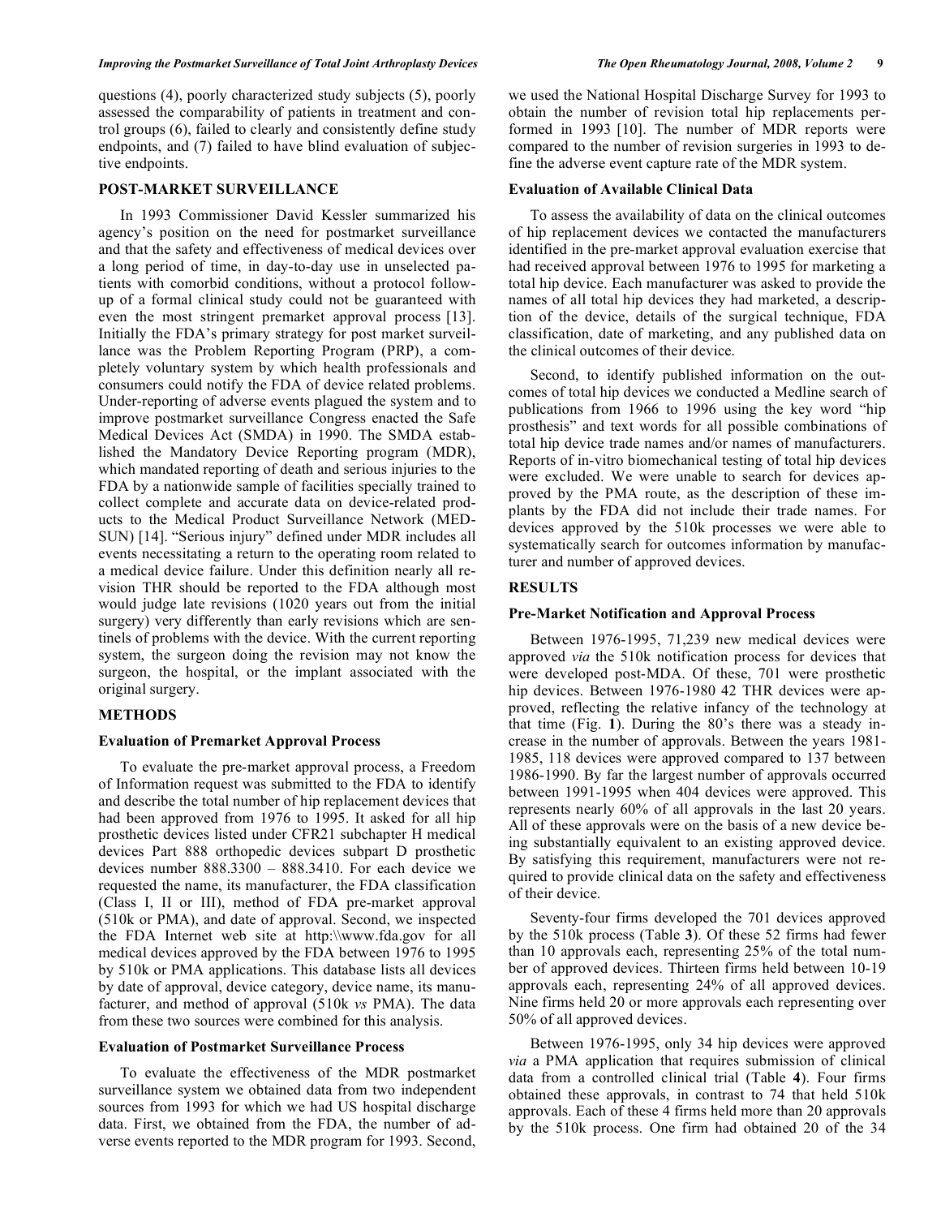questions (4), poorly characterized study subjects (5), poorly assessed the comparability of patients in treatment and control groups (6), failed to clearly and consistently define study endpoints, and (7) failed to have blind evaluation of subjective endpoints.

## POST-MARKET SURVEILLANCE

In 1993 Commissioner David Kessler summarized his agency's position on the need for postmarket surveillance and that the safety and effectiveness of medical devices over a long period of time, in day-to-day use in unselected patients with comorbid conditions, without a protocol follow-up of a formal clinical study could not be guaranteed with even the most stringent premarket approval process [13]. Initially the FDA's primary strategy for post market surveillance was the Problem Reporting Program (PRP), a completely voluntary system by which health professionals and consumers could notify the FDA of device related problems. Under-reporting of adverse events plagued the system and to improve postmarket surveillance Congress enacted the Safe Medical Devices Act (SMDA) in 1990. The SMDA established the Mandatory Device Reporting program (MDR), which mandated reporting of death and serious injuries to the FDA by a nationwide sample of facilities specially trained to collect complete and accurate data on device-related products to the Medical Product Surveillance Network (MEDSUN) [14]. "Serious injury" defined under MDR includes all events necessitating a return to the operating room related to a medical device failure. Under this definition nearly all revision THR should be reported to the FDA although most would judge late revisions (1020 years out from the initial surgery) very differently than early revisions which are sentinels of problems with the device. With the current reporting system, the surgeon doing the revision may not know the surgeon, the hospital, or the implant associated with the original surgery.

## METHODS

### Evaluation of Premarket Approval Process

To evaluate the pre-market approval process, a Freedom of Information request was submitted to the FDA to identify and describe the total number of hip replacement devices that had been approved from 1976 to 1995. It asked for all hip prosthetic devices listed under CFR21 subchapter H medical devices Part 888 orthopedic devices subpart D prosthetic devices number 888.3300 – 888.3410. For each device we requested the name, its manufacturer, the FDA classification (Class I, II or III), method of FDA pre-market approval (510k or PMA), and date of approval. Second, we inspected the FDA Internet web site at http:\\www.fda.gov for all medical devices approved by the FDA between 1976 to 1995 by 510k or PMA applications. This database lists all devices by date of approval, device category, device name, its manufacturer, and method of approval (510k *vs* PMA). The data from these two sources were combined for this analysis.

### Evaluation of Postmarket Surveillance Process

To evaluate the effectiveness of the MDR postmarket surveillance system we obtained data from two independent sources from 1993 for which we had US hospital discharge data. First, we obtained from the FDA, the number of adverse events reported to the MDR program for 1993. Second, we used the National Hospital Discharge Survey for 1993 to obtain the number of revision total hip replacements performed in 1993 [10]. The number of MDR reports were compared to the number of revision surgeries in 1993 to define the adverse event capture rate of the MDR system.

### Evaluation of Available Clinical Data

To assess the availability of data on the clinical outcomes of hip replacement devices we contacted the manufacturers identified in the pre-market approval evaluation exercise that had received approval between 1976 to 1995 for marketing a total hip device. Each manufacturer was asked to provide the names of all total hip devices they had marketed, a description of the device, details of the surgical technique, FDA classification, date of marketing, and any published data on the clinical outcomes of their device.

Second, to identify published information on the outcomes of total hip devices we conducted a Medline search of publications from 1966 to 1996 using the key word "hip prosthesis" and text words for all possible combinations of total hip device trade names and/or names of manufacturers. Reports of in-vitro biomechanical testing of total hip devices were excluded. We were unable to search for devices approved by the PMA route, as the description of these implants by the FDA did not include their trade names. For devices approved by the 510k processes we were able to systematically search for outcomes information by manufacturer and number of approved devices.

## RESULTS

### Pre-Market Notification and Approval Process

Between 1976-1995, 71,239 new medical devices were approved *via* the 510k notification process for devices that were developed post-MDA. Of these, 701 were prosthetic hip devices. Between 1976-1980 42 THR devices were approved, reflecting the relative infancy of the technology at that time (Fig. **1**). During the 80's there was a steady increase in the number of approvals. Between the years 1981-1985, 118 devices were approved compared to 137 between 1986-1990. By far the largest number of approvals occurred between 1991-1995 when 404 devices were approved. This represents nearly 60% of all approvals in the last 20 years. All of these approvals were on the basis of a new device being substantially equivalent to an existing approved device. By satisfying this requirement, manufacturers were not required to provide clinical data on the safety and effectiveness of their device.

Seventy-four firms developed the 701 devices approved by the 510k process (Table **3**). Of these 52 firms had fewer than 10 approvals each, representing 25% of the total number of approved devices. Thirteen firms held between 10-19 approvals each, representing 24% of all approved devices. Nine firms held 20 or more approvals each representing over 50% of all approved devices.

Between 1976-1995, only 34 hip devices were approved *via* a PMA application that requires submission of clinical data from a controlled clinical trial (Table **4**). Four firms obtained these approvals, in contrast to 74 that held 510k approvals. Each of these 4 firms held more than 20 approvals by the 510k process. One firm had obtained 20 of the 34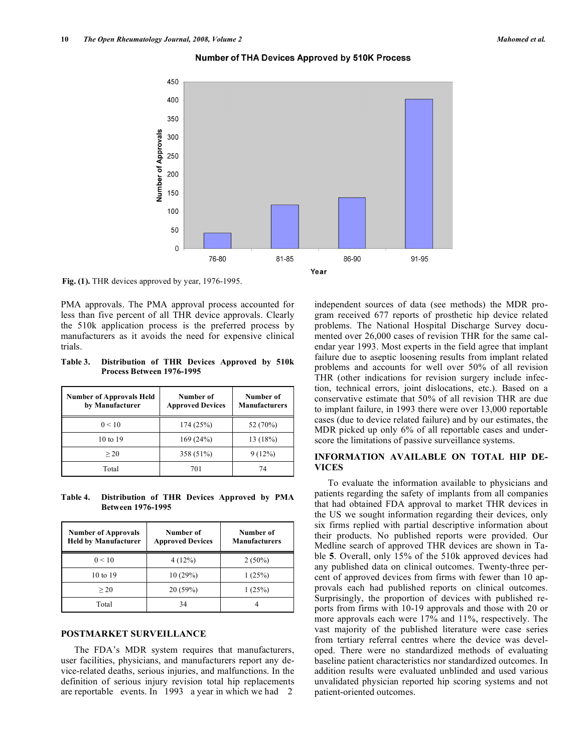Fig. (1). THR devices approved by year, 1976-1995.

PMA approvals. The PMA approval process accounted for less than five percent of all THR device approvals. Clearly the 510k application process is the preferred process by manufacturers as it avoids the need for expensive clinical trials.

**Table 3. Distribution of THR Devices Approved by 510k Process Between 1976-1995**

| Number of Approvals Held by Manufacturer | Number of Approved Devices | Number of Manufacturers |
|---|---|---|
| 0 < 10 | 174 (25%) | 52 (70%) |
| 10 to 19 | 169 (24%) | 13 (18%) |
| ≥ 20 | 358 (51%) | 9 (12%) |
| Total | 701 | 74 |

**Table 4. Distribution of THR Devices Approved by PMA Between 1976-1995**

| Number of Approvals Held by Manufacturer | Number of Approved Devices | Number of Manufacturers |
|---|---|---|
| 0 < 10 | 4 (12%) | 2 (50%) |
| 10 to 19 | 10 (29%) | 1 (25%) |
| ≥ 20 | 20 (59%) | 1 (25%) |
| Total | 34 | 4 |

## POSTMARKET SURVEILLANCE

The FDA's MDR system requires that manufacturers, user facilities, physicians, and manufacturers report any device-related deaths, serious injuries, and malfunctions. In the definition of serious injury revision total hip replacements are reportable events. In 1993 a year in which we had 2 independent sources of data (see methods) the MDR program received 677 reports of prosthetic hip device related problems. The National Hospital Discharge Survey documented over 26,000 cases of revision THR for the same calendar year 1993. Most experts in the field agree that implant failure due to aseptic loosening results from implant related problems and accounts for well over 50% of all revision THR (other indications for revision surgery include infection, technical errors, joint dislocations, etc.). Based on a conservative estimate that 50% of all revision THR are due to implant failure, in 1993 there were over 13,000 reportable cases (due to device related failure) and by our estimates, the MDR picked up only 6% of all reportable cases and underscore the limitations of passive surveillance systems.

## INFORMATION AVAILABLE ON TOTAL HIP DEVICES

To evaluate the information available to physicians and patients regarding the safety of implants from all companies that had obtained FDA approval to market THR devices in the US we sought information regarding their devices, only six firms replied with partial descriptive information about their products. No published reports were provided. Our Medline search of approved THR devices are shown in Table **5**. Overall, only 15% of the 510k approved devices had any published data on clinical outcomes. Twenty-three percent of approved devices from firms with fewer than 10 approvals each had published reports on clinical outcomes. Surprisingly, the proportion of devices with published reports from firms with 10-19 approvals and those with 20 or more approvals each were 17% and 11%, respectively. The vast majority of the published literature were case series from tertiary referral centres where the device was developed. There were no standardized methods of evaluating baseline patient characteristics nor standardized outcomes. In addition results were evaluated unblinded and used various unvalidated physician reported hip scoring systems and not patient-oriented outcomes.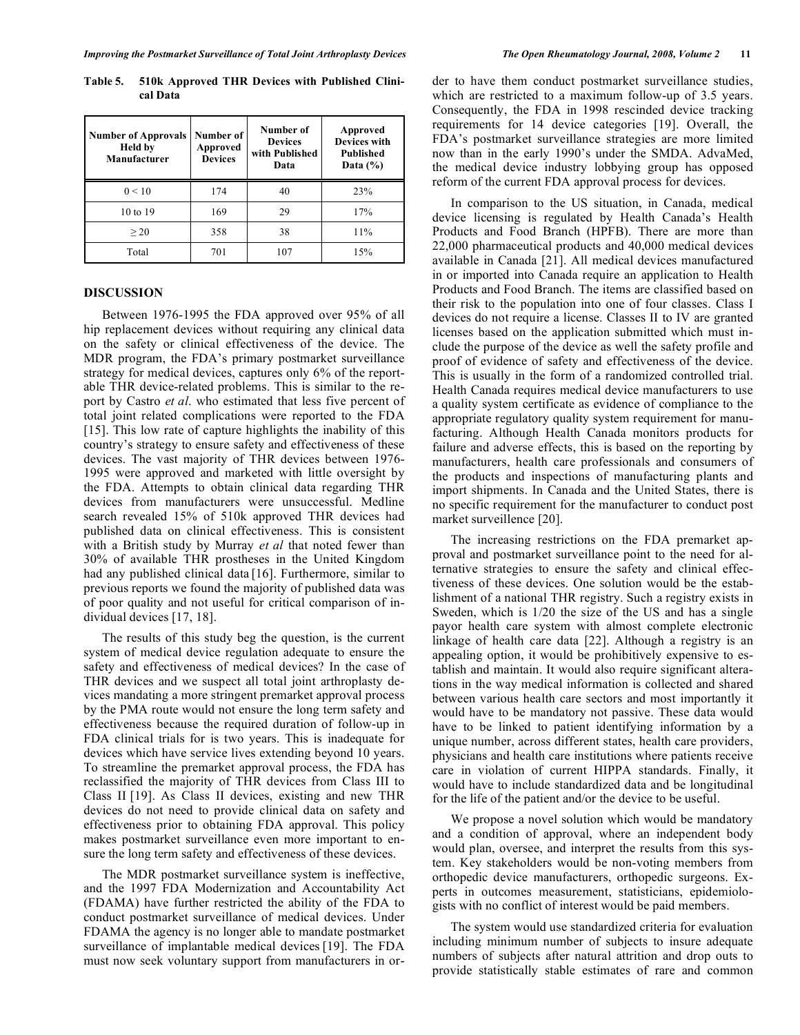**Table 5. 510k Approved THR Devices with Published Clinical Data**

| Number of Approvals Held by Manufacturer | Number of Approved Devices | Number of Devices with Published Data | Approved Devices with Published Data (%) |
|---|---|---|---|
| 0 < 10 | 174 | 40 | 23% |
| 10 to 19 | 169 | 29 | 17% |
| ≥ 20 | 358 | 38 | 11% |
| Total | 701 | 107 | 15% |

## DISCUSSION

Between 1976-1995 the FDA approved over 95% of all hip replacement devices without requiring any clinical data on the safety or clinical effectiveness of the device. The MDR program, the FDA's primary postmarket surveillance strategy for medical devices, captures only 6% of the reportable THR device-related problems. This is similar to the report by Castro *et al*. who estimated that less five percent of total joint related complications were reported to the FDA [15]. This low rate of capture highlights the inability of this country's strategy to ensure safety and effectiveness of these devices. The vast majority of THR devices between 1976-1995 were approved and marketed with little oversight by the FDA. Attempts to obtain clinical data regarding THR devices from manufacturers were unsuccessful. Medline search revealed 15% of 510k approved THR devices had published data on clinical effectiveness. This is consistent with a British study by Murray *et al* that noted fewer than 30% of available THR prostheses in the United Kingdom had any published clinical data [16]. Furthermore, similar to previous reports we found the majority of published data was of poor quality and not useful for critical comparison of individual devices [17, 18].

The results of this study beg the question, is the current system of medical device regulation adequate to ensure the safety and effectiveness of medical devices? In the case of THR devices and we suspect all total joint arthroplasty devices mandating a more stringent premarket approval process by the PMA route would not ensure the long term safety and effectiveness because the required duration of follow-up in FDA clinical trials for is two years. This is inadequate for devices which have service lives extending beyond 10 years. To streamline the premarket approval process, the FDA has reclassified the majority of THR devices from Class III to Class II [19]. As Class II devices, existing and new THR devices do not need to provide clinical data on safety and effectiveness prior to obtaining FDA approval. This policy makes postmarket surveillance even more important to ensure the long term safety and effectiveness of these devices.

The MDR postmarket surveillance system is ineffective, and the 1997 FDA Modernization and Accountability Act (FDAMA) have further restricted the ability of the FDA to conduct postmarket surveillance of medical devices. Under FDAMA the agency is no longer able to mandate postmarket surveillance of implantable medical devices [19]. The FDA must now seek voluntary support from manufacturers in order to have them conduct postmarket surveillance studies, which are restricted to a maximum follow-up of 3.5 years. Consequently, the FDA in 1998 rescinded device tracking requirements for 14 device categories [19]. Overall, the FDA's postmarket surveillance strategies are more limited now than in the early 1990's under the SMDA. AdvaMed, the medical device industry lobbying group has opposed reform of the current FDA approval process for devices.

In comparison to the US situation, in Canada, medical device licensing is regulated by Health Canada's Health Products and Food Branch (HPFB). There are more than 22,000 pharmaceutical products and 40,000 medical devices available in Canada [21]. All medical devices manufactured in or imported into Canada require an application to Health Products and Food Branch. The items are classified based on their risk to the population into one of four classes. Class I devices do not require a license. Classes II to IV are granted licenses based on the application submitted which must include the purpose of the device as well the safety profile and proof of evidence of safety and effectiveness of the device. This is usually in the form of a randomized controlled trial. Health Canada requires medical device manufacturers to use a quality system certificate as evidence of compliance to the appropriate regulatory quality system requirement for manufacturing. Although Health Canada monitors products for failure and adverse effects, this is based on the reporting by manufacturers, health care professionals and consumers of the products and inspections of manufacturing plants and import shipments. In Canada and the United States, there is no specific requirement for the manufacturer to conduct post market surveillence [20].

The increasing restrictions on the FDA premarket approval and postmarket surveillance point to the need for alternative strategies to ensure the safety and clinical effectiveness of these devices. One solution would be the establishment of a national THR registry. Such a registry exists in Sweden, which is 1/20 the size of the US and has a single payor health care system with almost complete electronic linkage of health care data [22]. Although a registry is an appealing option, it would be prohibitively expensive to establish and maintain. It would also require significant alterations in the way medical information is collected and shared between various health care sectors and most importantly it would have to be mandatory not passive. These data would have to be linked to patient identifying information by a unique number, across different states, health care providers, physicians and health care institutions where patients receive care in violation of current HIPPA standards. Finally, it would have to include standardized data and be longitudinal for the life of the patient and/or the device to be useful.

We propose a novel solution which would be mandatory and a condition of approval, where an independent body would plan, oversee, and interpret the results from this system. Key stakeholders would be non-voting members from orthopedic device manufacturers, orthopedic surgeons. Experts in outcomes measurement, statisticians, epidemiologists with no conflict of interest would be paid members.

The system would use standardized criteria for evaluation including minimum number of subjects to insure adequate numbers of subjects after natural attrition and drop outs to provide statistically stable estimates of rare and common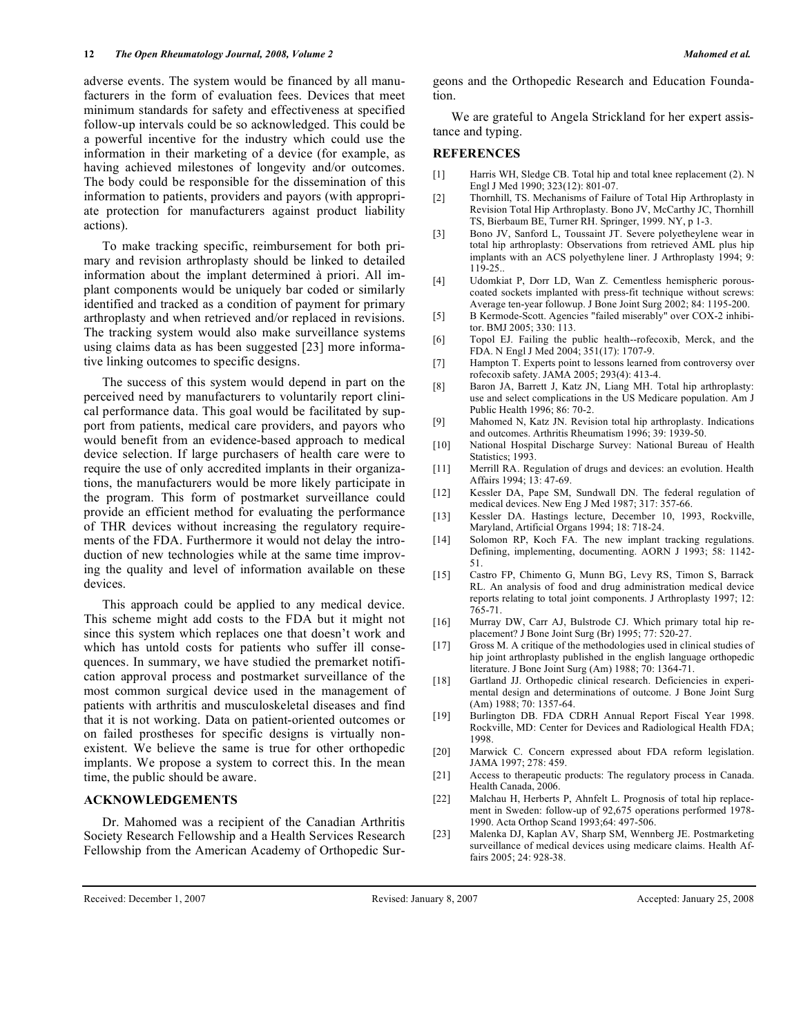adverse events. The system would be financed by all manufacturers in the form of evaluation fees. Devices that meet minimum standards for safety and effectiveness at specified follow-up intervals could be so acknowledged. This could be a powerful incentive for the industry which could use the information in their marketing of a device (for example, as having achieved milestones of longevity and/or outcomes. The body could be responsible for the dissemination of this information to patients, providers and payors (with appropriate protection for manufacturers against product liability actions).

To make tracking specific, reimbursement for both primary and revision arthroplasty should be linked to detailed information about the implant determined à priori. All implant components would be uniquely bar coded or similarly identified and tracked as a condition of payment for primary arthroplasty and when retrieved and/or replaced in revisions. The tracking system would also make surveillance systems using claims data as has been suggested [23] more informative linking outcomes to specific designs.

The success of this system would depend in part on the perceived need by manufacturers to voluntarily report clinical performance data. This goal would be facilitated by support from patients, medical care providers, and payors who would benefit from an evidence-based approach to medical device selection. If large purchasers of health care were to require the use of only accredited implants in their organizations, the manufacturers would be more likely participate in the program. This form of postmarket surveillance could provide an efficient method for evaluating the performance of THR devices without increasing the regulatory requirements of the FDA. Furthermore it would not delay the introduction of new technologies while at the same time improving the quality and level of information available on these devices.

This approach could be applied to any medical device. This scheme might add costs to the FDA but it might not since this system which replaces one that doesn't work and which has untold costs for patients who suffer ill consequences. In summary, we have studied the premarket notification approval process and postmarket surveillance of the most common surgical device used in the management of patients with arthritis and musculoskeletal diseases and find that it is not working. Data on patient-oriented outcomes or on failed prostheses for specific designs is virtually nonexistent. We believe the same is true for other orthopedic implants. We propose a system to correct this. In the mean time, the public should be aware.

## ACKNOWLEDGEMENTS

Dr. Mahomed was a recipient of the Canadian Arthritis Society Research Fellowship and a Health Services Research Fellowship from the American Academy of Orthopedic Surgeons and the Orthopedic Research and Education Foundation.

We are grateful to Angela Strickland for her expert assistance and typing.

## REFERENCES

[1] Harris WH, Sledge CB. Total hip and total knee replacement (2). N Engl J Med 1990; 323(12): 801-07.

[2] Thornhill, TS. Mechanisms of Failure of Total Hip Arthroplasty in Revision Total Hip Arthroplasty. Bono JV, McCarthy JC, Thornhill TS, Bierbaum BE, Turner RH. Springer, 1999. NY, p 1-3.

[3] Bono JV, Sanford L, Toussaint JT. Severe polyetheylene wear in total hip arthroplasty: Observations from retrieved AML plus hip implants with an ACS polyethylene liner. J Arthroplasty 1994; 9: 119-25..

[4] Udomkiat P, Dorr LD, Wan Z. Cementless hemispheric porous-coated sockets implanted with press-fit technique without screws: Average ten-year followup. J Bone Joint Surg 2002; 84: 1195-200.

[5] B Kermode-Scott. Agencies "failed miserably" over COX-2 inhibitor. BMJ 2005; 330: 113.

[6] Topol EJ. Failing the public health--rofecoxib, Merck, and the FDA. N Engl J Med 2004; 351(17): 1707-9.

[7] Hampton T. Experts point to lessons learned from controversy over rofecoxib safety. JAMA 2005; 293(4): 413-4.

[8] Baron JA, Barrett J, Katz JN, Liang MH. Total hip arthroplasty: use and select complications in the US Medicare population. Am J Public Health 1996; 86: 70-2.

[9] Mahomed N, Katz JN. Revision total hip arthroplasty. Indications and outcomes. Arthritis Rheumatism 1996; 39: 1939-50.

[10] National Hospital Discharge Survey: National Bureau of Health Statistics; 1993.

[11] Merrill RA. Regulation of drugs and devices: an evolution. Health Affairs 1994; 13: 47-69.

[12] Kessler DA, Pape SM, Sundwall DN. The federal regulation of medical devices. New Eng J Med 1987; 317: 357-66.

[13] Kessler DA. Hastings lecture, December 10, 1993, Rockville, Maryland, Artificial Organs 1994; 18: 718-24.

[14] Solomon RP, Koch FA. The new implant tracking regulations. Defining, implementing, documenting. AORN J 1993; 58: 1142-51.

[15] Castro FP, Chimento G, Munn BG, Levy RS, Timon S, Barrack RL. An analysis of food and drug administration medical device reports relating to total joint components. J Arthroplasty 1997; 12: 765-71.

[16] Murray DW, Carr AJ, Bulstrode CJ. Which primary total hip replacement? J Bone Joint Surg (Br) 1995; 77: 520-27.

[17] Gross M. A critique of the methodologies used in clinical studies of hip joint arthroplasty published in the english language orthopedic literature. J Bone Joint Surg (Am) 1988; 70: 1364-71.

[18] Gartland JJ. Orthopedic clinical research. Deficiencies in experimental design and determinations of outcome. J Bone Joint Surg (Am) 1988; 70: 1357-64.

[19] Burlington DB. FDA CDRH Annual Report Fiscal Year 1998. Rockville, MD: Center for Devices and Radiological Health FDA; 1998.

[20] Marwick C. Concern expressed about FDA reform legislation. JAMA 1997; 278: 459.

[21] Access to therapeutic products: The regulatory process in Canada. Health Canada, 2006.

[22] Malchau H, Herberts P, Ahnfelt L. Prognosis of total hip replacement in Sweden: follow-up of 92,675 operations performed 1978-1990. Acta Orthop Scand 1993;64: 497-506.

[23] Malenka DJ, Kaplan AV, Sharp SM, Wennberg JE. Postmarketing surveillance of medical devices using medicare claims. Health Affairs 2005; 24: 928-38.

Received: December 1, 2007 Revised: January 8, 2007 Accepted: January 25, 2008